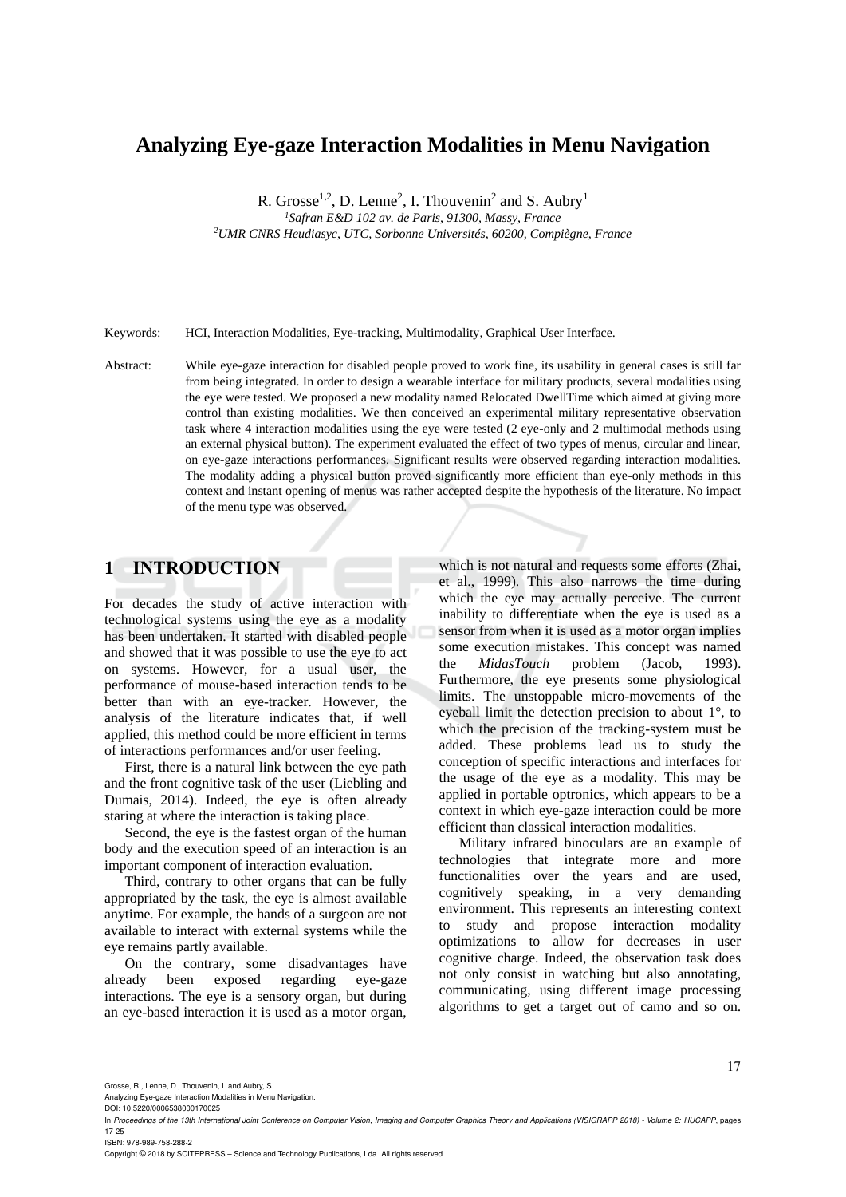# Analyzing Eye-gaze Interaction Modalities in Menu Navigation

R. Grosse[1,2], D. Lenne[2], I. Thouvenin[2] and S. Aubry[1]

[1]*Safran E&D 102 av. de Paris, 91300, Massy, France*

[2]*UMR CNRS Heudiasyc, UTC, Sorbonne Universités, 60200, Compiègne, France*

Keywords: HCI, Interaction Modalities, Eye-tracking, Multimodality, Graphical User Interface.

Abstract: While eye-gaze interaction for disabled people proved to work fine, its usability in general cases is still far from being integrated. In order to design a wearable interface for military products, several modalities using the eye were tested. We proposed a new modality named Relocated DwellTime which aimed at giving more control than existing modalities. We then conceived an experimental military representative observation task where 4 interaction modalities using the eye were tested (2 eye-only and 2 multimodal methods using an external physical button). The experiment evaluated the effect of two types of menus, circular and linear, on eye-gaze interactions performances. Significant results were observed regarding interaction modalities. The modality adding a physical button proved significantly more efficient than eye-only methods in this context and instant opening of menus was rather accepted despite the hypothesis of the literature. No impact of the menu type was observed.

## 1 INTRODUCTION

For decades the study of active interaction with technological systems using the eye as a modality has been undertaken. It started with disabled people and showed that it was possible to use the eye to act on systems. However, for a usual user, the performance of mouse-based interaction tends to be better than with an eye-tracker. However, the analysis of the literature indicates that, if well applied, this method could be more efficient in terms of interactions performances and/or user feeling.

First, there is a natural link between the eye path and the front cognitive task of the user (Liebling and Dumais, 2014). Indeed, the eye is often already staring at where the interaction is taking place.

Second, the eye is the fastest organ of the human body and the execution speed of an interaction is an important component of interaction evaluation.

Third, contrary to other organs that can be fully appropriated by the task, the eye is almost available anytime. For example, the hands of a surgeon are not available to interact with external systems while the eye remains partly available.

On the contrary, some disadvantages have already been exposed regarding eye-gaze interactions. The eye is a sensory organ, but during an eye-based interaction it is used as a motor organ, which is not natural and requests some efforts (Zhai, et al., 1999). This also narrows the time during which the eye may actually perceive. The current inability to differentiate when the eye is used as a sensor from when it is used as a motor organ implies some execution mistakes. This concept was named the *MidasTouch* problem (Jacob, 1993). Furthermore, the eye presents some physiological limits. The unstoppable micro-movements of the eyeball limit the detection precision to about 1°, to which the precision of the tracking-system must be added. These problems lead us to study the conception of specific interactions and interfaces for the usage of the eye as a modality. This may be applied in portable optronics, which appears to be a context in which eye-gaze interaction could be more efficient than classical interaction modalities.

Military infrared binoculars are an example of technologies that integrate more and more functionalities over the years and are used, cognitively speaking, in a very demanding environment. This represents an interesting context to study and propose interaction modality optimizations to allow for decreases in user cognitive charge. Indeed, the observation task does not only consist in watching but also annotating, communicating, using different image processing algorithms to get a target out of camo and so on.

Grosse, R., Lenne, D., Thouvenin, I. and Aubry, S.
Analyzing Eye-gaze Interaction Modalities in Menu Navigation.
DOI: 10.5220/0006538000170025
In *Proceedings of the 13th International Joint Conference on Computer Vision, Imaging and Computer Graphics Theory and Applications (VISIGRAPP 2018) - Volume 2: HUCAPP*, pages 17-25
ISBN: 978-989-758-288-2
Copyright © 2018 by SCITEPRESS – Science and Technology Publications, Lda. All rights reserved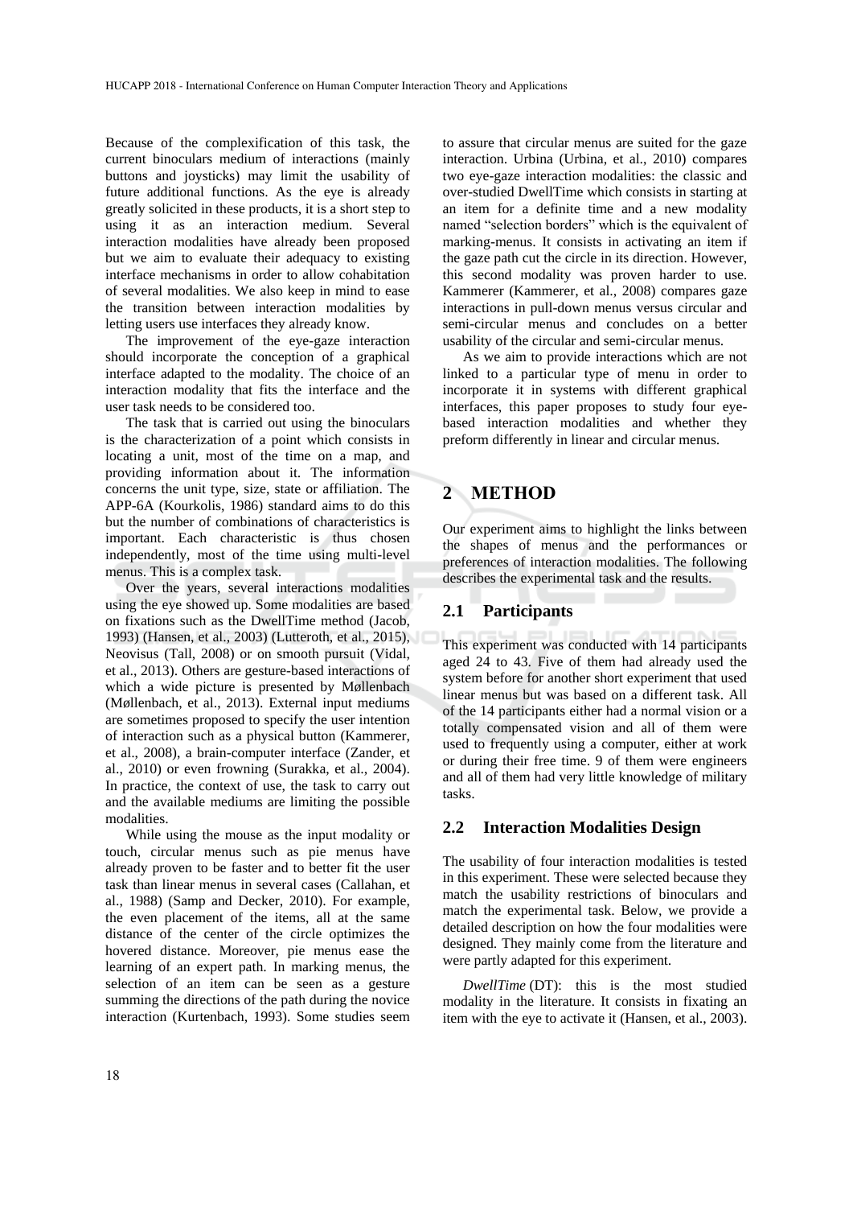Because of the complexification of this task, the current binoculars medium of interactions (mainly buttons and joysticks) may limit the usability of future additional functions. As the eye is already greatly solicited in these products, it is a short step to using it as an interaction medium. Several interaction modalities have already been proposed but we aim to evaluate their adequacy to existing interface mechanisms in order to allow cohabitation of several modalities. We also keep in mind to ease the transition between interaction modalities by letting users use interfaces they already know.

The improvement of the eye-gaze interaction should incorporate the conception of a graphical interface adapted to the modality. The choice of an interaction modality that fits the interface and the user task needs to be considered too.

The task that is carried out using the binoculars is the characterization of a point which consists in locating a unit, most of the time on a map, and providing information about it. The information concerns the unit type, size, state or affiliation. The APP-6A (Kourkolis, 1986) standard aims to do this but the number of combinations of characteristics is important. Each characteristic is thus chosen independently, most of the time using multi-level menus. This is a complex task.

Over the years, several interactions modalities using the eye showed up. Some modalities are based on fixations such as the DwellTime method (Jacob, 1993) (Hansen, et al., 2003) (Lutteroth, et al., 2015), Neovisus (Tall, 2008) or on smooth pursuit (Vidal, et al., 2013). Others are gesture-based interactions of which a wide picture is presented by Møllenbach (Møllenbach, et al., 2013). External input mediums are sometimes proposed to specify the user intention of interaction such as a physical button (Kammerer, et al., 2008), a brain-computer interface (Zander, et al., 2010) or even frowning (Surakka, et al., 2004). In practice, the context of use, the task to carry out and the available mediums are limiting the possible modalities.

While using the mouse as the input modality or touch, circular menus such as pie menus have already proven to be faster and to better fit the user task than linear menus in several cases (Callahan, et al., 1988) (Samp and Decker, 2010). For example, the even placement of the items, all at the same distance of the center of the circle optimizes the hovered distance. Moreover, pie menus ease the learning of an expert path. In marking menus, the selection of an item can be seen as a gesture summing the directions of the path during the novice interaction (Kurtenbach, 1993). Some studies seem to assure that circular menus are suited for the gaze interaction. Urbina (Urbina, et al., 2010) compares two eye-gaze interaction modalities: the classic and over-studied DwellTime which consists in starting at an item for a definite time and a new modality named "selection borders" which is the equivalent of marking-menus. It consists in activating an item if the gaze path cut the circle in its direction. However, this second modality was proven harder to use. Kammerer (Kammerer, et al., 2008) compares gaze interactions in pull-down menus versus circular and semi-circular menus and concludes on a better usability of the circular and semi-circular menus.

As we aim to provide interactions which are not linked to a particular type of menu in order to incorporate it in systems with different graphical interfaces, this paper proposes to study four eye-based interaction modalities and whether they preform differently in linear and circular menus.

# 2 METHOD

Our experiment aims to highlight the links between the shapes of menus and the performances or preferences of interaction modalities. The following describes the experimental task and the results.

## 2.1 Participants

This experiment was conducted with 14 participants aged 24 to 43. Five of them had already used the system before for another short experiment that used linear menus but was based on a different task. All of the 14 participants either had a normal vision or a totally compensated vision and all of them were used to frequently using a computer, either at work or during their free time. 9 of them were engineers and all of them had very little knowledge of military tasks.

## 2.2 Interaction Modalities Design

The usability of four interaction modalities is tested in this experiment. These were selected because they match the usability restrictions of binoculars and match the experimental task. Below, we provide a detailed description on how the four modalities were designed. They mainly come from the literature and were partly adapted for this experiment.

*DwellTime* (DT): this is the most studied modality in the literature. It consists in fixating an item with the eye to activate it (Hansen, et al., 2003).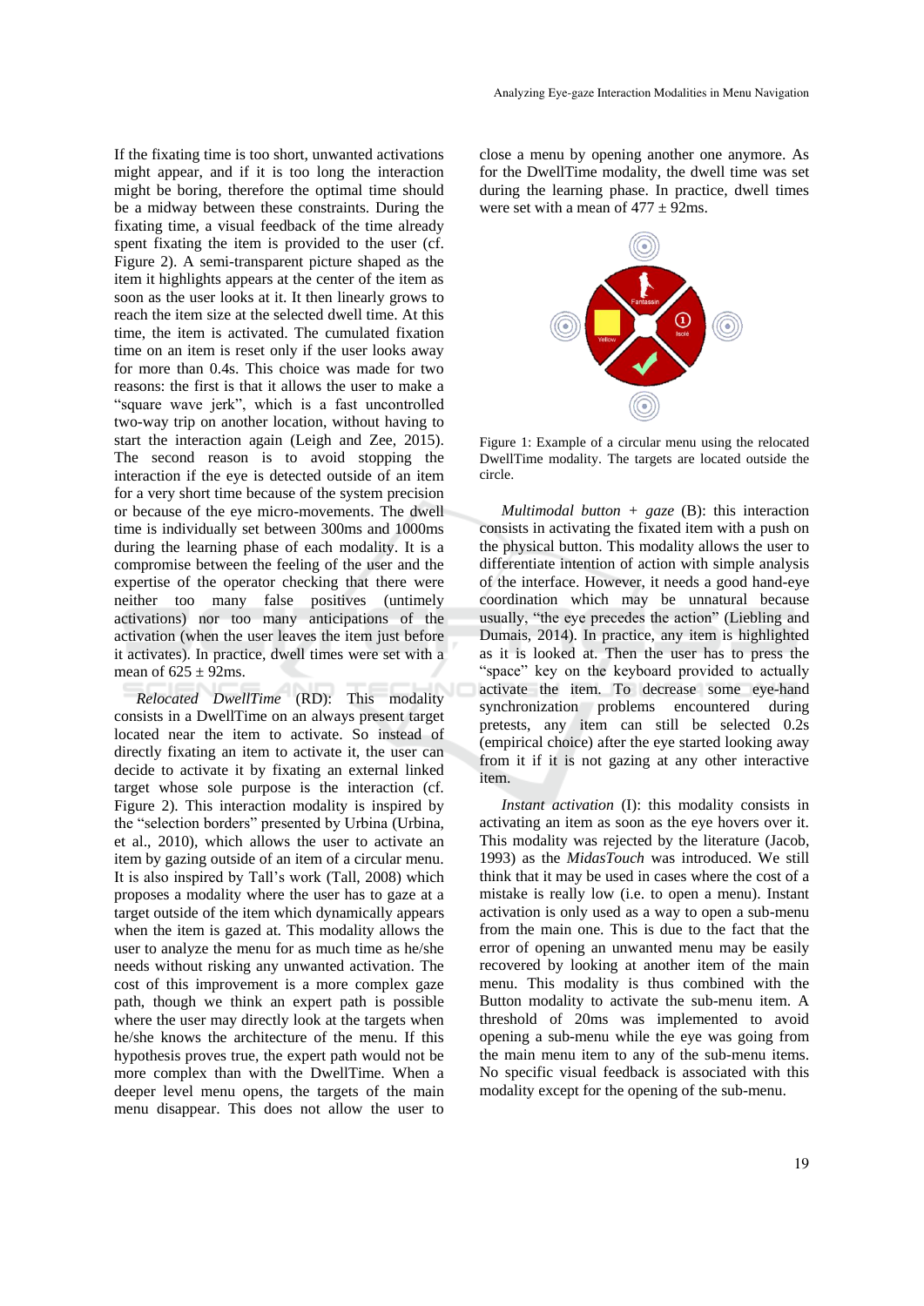If the fixating time is too short, unwanted activations might appear, and if it is too long the interaction might be boring, therefore the optimal time should be a midway between these constraints. During the fixating time, a visual feedback of the time already spent fixating the item is provided to the user (cf. Figure 2). A semi-transparent picture shaped as the item it highlights appears at the center of the item as soon as the user looks at it. It then linearly grows to reach the item size at the selected dwell time. At this time, the item is activated. The cumulated fixation time on an item is reset only if the user looks away for more than 0.4s. This choice was made for two reasons: the first is that it allows the user to make a "square wave jerk", which is a fast uncontrolled two-way trip on another location, without having to start the interaction again (Leigh and Zee, 2015). The second reason is to avoid stopping the interaction if the eye is detected outside of an item for a very short time because of the system precision or because of the eye micro-movements. The dwell time is individually set between 300ms and 1000ms during the learning phase of each modality. It is a compromise between the feeling of the user and the expertise of the operator checking that there were neither too many false positives (untimely activations) nor too many anticipations of the activation (when the user leaves the item just before it activates). In practice, dwell times were set with a mean of 625 ± 92ms.

*Relocated DwellTime* (RD): This modality consists in a DwellTime on an always present target located near the item to activate. So instead of directly fixating an item to activate it, the user can decide to activate it by fixating an external linked target whose sole purpose is the interaction (cf. Figure 2). This interaction modality is inspired by the "selection borders" presented by Urbina (Urbina, et al., 2010), which allows the user to activate an item by gazing outside of an item of a circular menu. It is also inspired by Tall's work (Tall, 2008) which proposes a modality where the user has to gaze at a target outside of the item which dynamically appears when the item is gazed at. This modality allows the user to analyze the menu for as much time as he/she needs without risking any unwanted activation. The cost of this improvement is a more complex gaze path, though we think an expert path is possible where the user may directly look at the targets when he/she knows the architecture of the menu. If this hypothesis proves true, the expert path would not be more complex than with the DwellTime. When a deeper level menu opens, the targets of the main menu disappear. This does not allow the user to close a menu by opening another one anymore. As for the DwellTime modality, the dwell time was set during the learning phase. In practice, dwell times were set with a mean of 477 ± 92ms.

Figure 1: Example of a circular menu using the relocated DwellTime modality. The targets are located outside the circle.

*Multimodal button + gaze* (B): this interaction consists in activating the fixated item with a push on the physical button. This modality allows the user to differentiate intention of action with simple analysis of the interface. However, it needs a good hand-eye coordination which may be unnatural because usually, "the eye precedes the action" (Liebling and Dumais, 2014). In practice, any item is highlighted as it is looked at. Then the user has to press the "space" key on the keyboard provided to actually activate the item. To decrease some eye-hand synchronization problems encountered during pretests, any item can still be selected 0.2s (empirical choice) after the eye started looking away from it if it is not gazing at any other interactive item.

*Instant activation* (I): this modality consists in activating an item as soon as the eye hovers over it. This modality was rejected by the literature (Jacob, 1993) as the *MidasTouch* was introduced. We still think that it may be used in cases where the cost of a mistake is really low (i.e. to open a menu). Instant activation is only used as a way to open a sub-menu from the main one. This is due to the fact that the error of opening an unwanted menu may be easily recovered by looking at another item of the main menu. This modality is thus combined with the Button modality to activate the sub-menu item. A threshold of 20ms was implemented to avoid opening a sub-menu while the eye was going from the main menu item to any of the sub-menu items. No specific visual feedback is associated with this modality except for the opening of the sub-menu.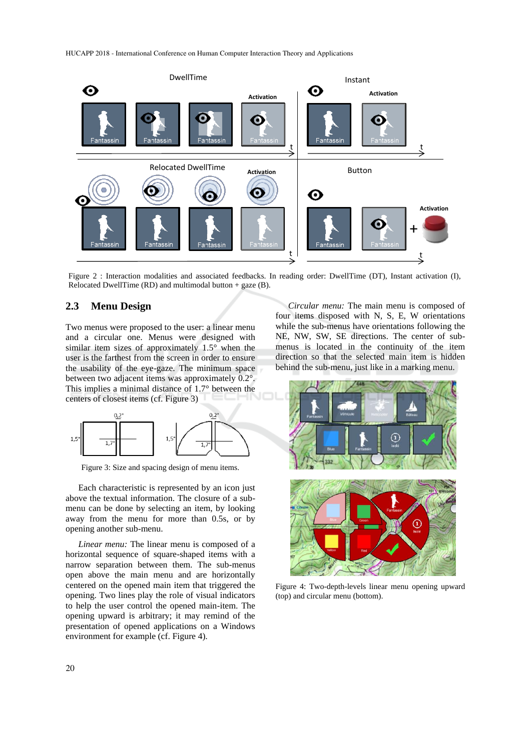Figure 2 : Interaction modalities and associated feedbacks. In reading order: DwellTime (DT), Instant activation (I), Relocated DwellTime (RD) and multimodal button + gaze (B).

## 2.3 Menu Design

Two menus were proposed to the user: a linear menu and a circular one. Menus were designed with similar item sizes of approximately 1.5° when the user is the farthest from the screen in order to ensure the usability of the eye-gaze. The minimum space between two adjacent items was approximately 0.2°. This implies a minimal distance of 1.7° between the centers of closest items (cf. Figure 3)

Figure 3: Size and spacing design of menu items.

Each characteristic is represented by an icon just above the textual information. The closure of a sub-menu can be done by selecting an item, by looking away from the menu for more than 0.5s, or by opening another sub-menu.

*Linear menu:* The linear menu is composed of a horizontal sequence of square-shaped items with a narrow separation between them. The sub-menus open above the main menu and are horizontally centered on the opened main item that triggered the opening. Two lines play the role of visual indicators to help the user control the opened main-item. The opening upward is arbitrary; it may remind of the presentation of opened applications on a Windows environment for example (cf. Figure 4).

*Circular menu:* The main menu is composed of four items disposed with N, S, E, W orientations while the sub-menus have orientations following the NE, NW, SW, SE directions. The center of sub-menus is located in the continuity of the item direction so that the selected main item is hidden behind the sub-menu, just like in a marking menu.

Figure 4: Two-depth-levels linear menu opening upward (top) and circular menu (bottom).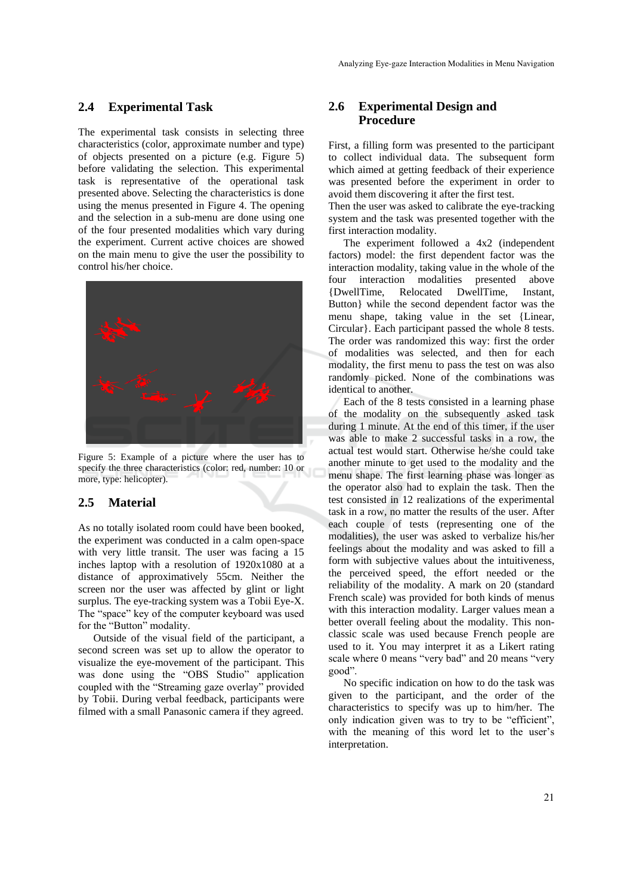## 2.4 Experimental Task

The experimental task consists in selecting three characteristics (color, approximate number and type) of objects presented on a picture (e.g. Figure 5) before validating the selection. This experimental task is representative of the operational task presented above. Selecting the characteristics is done using the menus presented in Figure 4. The opening and the selection in a sub-menu are done using one of the four presented modalities which vary during the experiment. Current active choices are showed on the main menu to give the user the possibility to control his/her choice.

Figure 5: Example of a picture where the user has to specify the three characteristics (color: red, number: 10 or more, type: helicopter).

## 2.5 Material

As no totally isolated room could have been booked, the experiment was conducted in a calm open-space with very little transit. The user was facing a 15 inches laptop with a resolution of 1920x1080 at a distance of approximatively 55cm. Neither the screen nor the user was affected by glint or light surplus. The eye-tracking system was a Tobii Eye-X. The "space" key of the computer keyboard was used for the "Button" modality.

Outside of the visual field of the participant, a second screen was set up to allow the operator to visualize the eye-movement of the participant. This was done using the "OBS Studio" application coupled with the "Streaming gaze overlay" provided by Tobii. During verbal feedback, participants were filmed with a small Panasonic camera if they agreed.

## 2.6 Experimental Design and Procedure

First, a filling form was presented to the participant to collect individual data. The subsequent form which aimed at getting feedback of their experience was presented before the experiment in order to avoid them discovering it after the first test.

Then the user was asked to calibrate the eye-tracking system and the task was presented together with the first interaction modality.

The experiment followed a 4x2 (independent factors) model: the first dependent factor was the interaction modality, taking value in the whole of the four interaction modalities presented above {DwellTime, Relocated DwellTime, Instant, Button} while the second dependent factor was the menu shape, taking value in the set {Linear, Circular}. Each participant passed the whole 8 tests. The order was randomized this way: first the order of modalities was selected, and then for each modality, the first menu to pass the test on was also randomly picked. None of the combinations was identical to another.

Each of the 8 tests consisted in a learning phase of the modality on the subsequently asked task during 1 minute. At the end of this timer, if the user was able to make 2 successful tasks in a row, the actual test would start. Otherwise he/she could take another minute to get used to the modality and the menu shape. The first learning phase was longer as the operator also had to explain the task. Then the test consisted in 12 realizations of the experimental task in a row, no matter the results of the user. After each couple of tests (representing one of the modalities), the user was asked to verbalize his/her feelings about the modality and was asked to fill a form with subjective values about the intuitiveness, the perceived speed, the effort needed or the reliability of the modality. A mark on 20 (standard French scale) was provided for both kinds of menus with this interaction modality. Larger values mean a better overall feeling about the modality. This non-classic scale was used because French people are used to it. You may interpret it as a Likert rating scale where 0 means "very bad" and 20 means "very good".

No specific indication on how to do the task was given to the participant, and the order of the characteristics to specify was up to him/her. The only indication given was to try to be "efficient", with the meaning of this word let to the user's interpretation.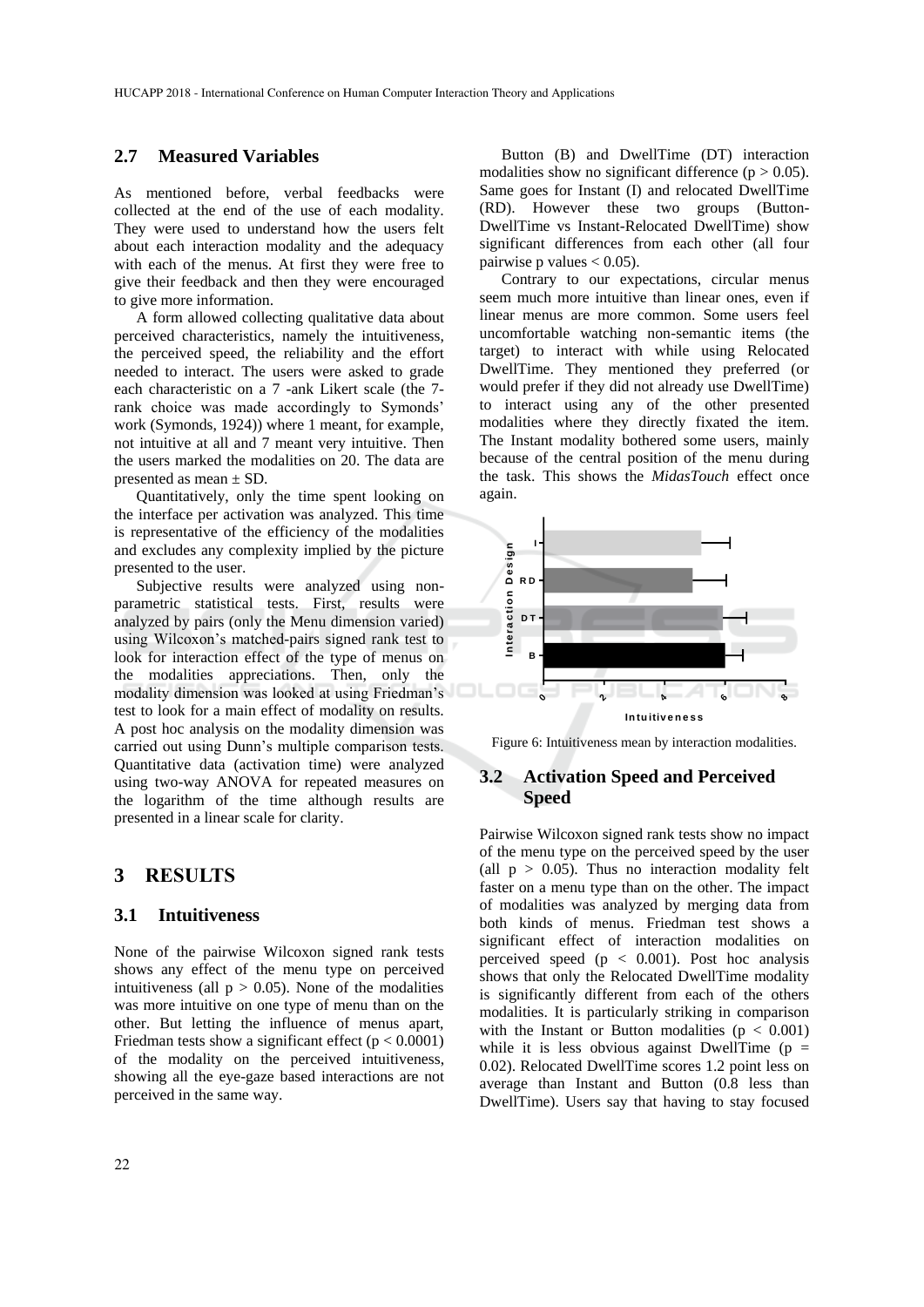## 2.7 Measured Variables

As mentioned before, verbal feedbacks were collected at the end of the use of each modality. They were used to understand how the users felt about each interaction modality and the adequacy with each of the menus. At first they were free to give their feedback and then they were encouraged to give more information.

A form allowed collecting qualitative data about perceived characteristics, namely the intuitiveness, the perceived speed, the reliability and the effort needed to interact. The users were asked to grade each characteristic on a 7 -ank Likert scale (the 7-rank choice was made accordingly to Symonds' work (Symonds, 1924)) where 1 meant, for example, not intuitive at all and 7 meant very intuitive. Then the users marked the modalities on 20. The data are presented as mean ± SD.

Quantitatively, only the time spent looking on the interface per activation was analyzed. This time is representative of the efficiency of the modalities and excludes any complexity implied by the picture presented to the user.

Subjective results were analyzed using non-parametric statistical tests. First, results were analyzed by pairs (only the Menu dimension varied) using Wilcoxon's matched-pairs signed rank test to look for interaction effect of the type of menus on the modalities appreciations. Then, only the modality dimension was looked at using Friedman's test to look for a main effect of modality on results. A post hoc analysis on the modality dimension was carried out using Dunn's multiple comparison tests. Quantitative data (activation time) were analyzed using two-way ANOVA for repeated measures on the logarithm of the time although results are presented in a linear scale for clarity.

# 3 RESULTS

## 3.1 Intuitiveness

None of the pairwise Wilcoxon signed rank tests shows any effect of the menu type on perceived intuitiveness (all $p > 0.05$). None of the modalities was more intuitive on one type of menu than on the other. But letting the influence of menus apart, Friedman tests show a significant effect ($p < 0.0001$) of the modality on the perceived intuitiveness, showing all the eye-gaze based interactions are not perceived in the same way.

Button (B) and DwellTime (DT) interaction modalities show no significant difference ($p > 0.05$). Same goes for Instant (I) and relocated DwellTime (RD). However these two groups (Button-DwellTime vs Instant-Relocated DwellTime) show significant differences from each other (all four pairwise p values $< 0.05$).

Contrary to our expectations, circular menus seem much more intuitive than linear ones, even if linear menus are more common. Some users feel uncomfortable watching non-semantic items (the target) to interact with while using Relocated DwellTime. They mentioned they preferred (or would prefer if they did not already use DwellTime) to interact using any of the other presented modalities where they directly fixated the item. The Instant modality bothered some users, mainly because of the central position of the menu during the task. This shows the *MidasTouch* effect once again.

Figure 6: Intuitiveness mean by interaction modalities.

## 3.2 Activation Speed and Perceived Speed

Pairwise Wilcoxon signed rank tests show no impact of the menu type on the perceived speed by the user (all $p > 0.05$). Thus no interaction modality felt faster on a menu type than on the other. The impact of modalities was analyzed by merging data from both kinds of menus. Friedman test shows a significant effect of interaction modalities on perceived speed ($p < 0.001$). Post hoc analysis shows that only the Relocated DwellTime modality is significantly different from each of the others modalities. It is particularly striking in comparison with the Instant or Button modalities ($p < 0.001$) while it is less obvious against DwellTime ($p = 0.02$). Relocated DwellTime scores 1.2 point less on average than Instant and Button (0.8 less than DwellTime). Users say that having to stay focused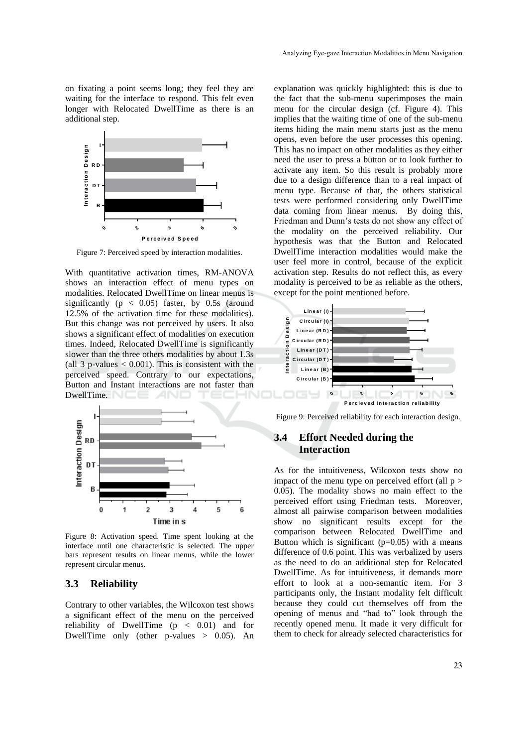on fixating a point seems long; they feel they are waiting for the interface to respond. This felt even longer with Relocated DwellTime as there is an additional step.

Figure 7: Perceived speed by interaction modalities.

With quantitative activation times, RM-ANOVA shows an interaction effect of menu types on modalities. Relocated DwellTime on linear menus is significantly ($p < 0.05$) faster, by 0.5s (around 12.5% of the activation time for these modalities). But this change was not perceived by users. It also shows a significant effect of modalities on execution times. Indeed, Relocated DwellTime is significantly slower than the three others modalities by about 1.3s (all 3 p-values $< 0.001$). This is consistent with the perceived speed. Contrary to our expectations, Button and Instant interactions are not faster than DwellTime.

Figure 8: Activation speed. Time spent looking at the interface until one characteristic is selected. The upper bars represent results on linear menus, while the lower represent circular menus.

### 3.3 Reliability

Contrary to other variables, the Wilcoxon test shows a significant effect of the menu on the perceived reliability of DwellTime ($p < 0.01$) and for DwellTime only (other p-values $> 0.05$). An explanation was quickly highlighted: this is due to the fact that the sub-menu superimposes the main menu for the circular design (cf. Figure 4). This implies that the waiting time of one of the sub-menu items hiding the main menu starts just as the menu opens, even before the user processes this opening. This has no impact on other modalities as they either need the user to press a button or to look further to activate any item. So this result is probably more due to a design difference than to a real impact of menu type. Because of that, the others statistical tests were performed considering only DwellTime data coming from linear menus. By doing this, Friedman and Dunn's tests do not show any effect of the modality on the perceived reliability. Our hypothesis was that the Button and Relocated DwellTime interaction modalities would make the user feel more in control, because of the explicit activation step. Results do not reflect this, as every modality is perceived to be as reliable as the others, except for the point mentioned before.

Figure 9: Perceived reliability for each interaction design.

### 3.4 Effort Needed during the Interaction

As for the intuitiveness, Wilcoxon tests show no impact of the menu type on perceived effort (all $p > 0.05$). The modality shows no main effect to the perceived effort using Friedman tests. Moreover, almost all pairwise comparison between modalities show no significant results except for the comparison between Relocated DwellTime and Button which is significant ($p=0.05$) with a means difference of 0.6 point. This was verbalized by users as the need to do an additional step for Relocated DwellTime. As for intuitiveness, it demands more effort to look at a non-semantic item. For 3 participants only, the Instant modality felt difficult because they could cut themselves off from the opening of menus and "had to" look through the recently opened menu. It made it very difficult for them to check for already selected characteristics for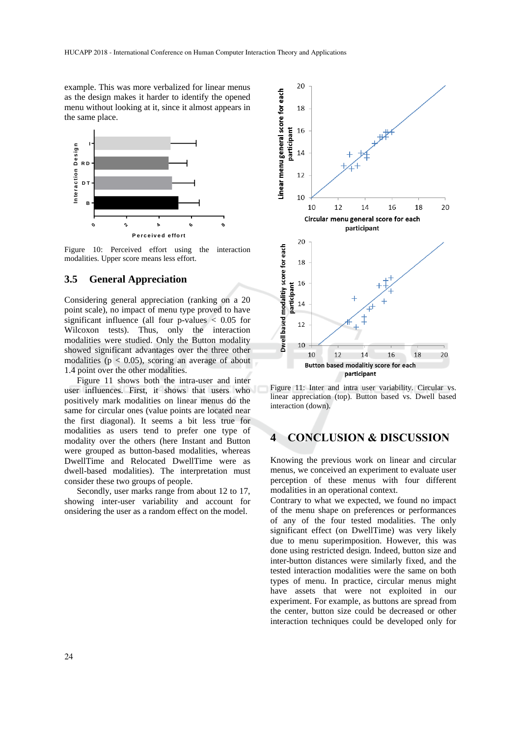example. This was more verbalized for linear menus as the design makes it harder to identify the opened menu without looking at it, since it almost appears in the same place.

Figure 10: Perceived effort using the interaction modalities. Upper score means less effort.

### 3.5 General Appreciation

Considering general appreciation (ranking on a 20 point scale), no impact of menu type proved to have significant influence (all four p-values < 0.05 for Wilcoxon tests). Thus, only the interaction modalities were studied. Only the Button modality showed significant advantages over the three other modalities ($p < 0.05$), scoring an average of about 1.4 point over the other modalities.

Figure 11 shows both the intra-user and inter user influences. First, it shows that users who positively mark modalities on linear menus do the same for circular ones (value points are located near the first diagonal). It seems a bit less true for modalities as users tend to prefer one type of modality over the others (here Instant and Button were grouped as button-based modalities, whereas DwellTime and Relocated DwellTime were as dwell-based modalities). The interpretation must consider these two groups of people.

Secondly, user marks range from about 12 to 17, showing inter-user variability and account for onsidering the user as a random effect on the model.

Figure 11: Inter and intra user variability. Circular vs. linear appreciation (top). Button based vs. Dwell based interaction (down).

## 4 CONCLUSION & DISCUSSION

Knowing the previous work on linear and circular menus, we conceived an experiment to evaluate user perception of these menus with four different modalities in an operational context.

Contrary to what we expected, we found no impact of the menu shape on preferences or performances of any of the four tested modalities. The only significant effect (on DwellTime) was very likely due to menu superimposition. However, this was done using restricted design. Indeed, button size and inter-button distances were similarly fixed, and the tested interaction modalities were the same on both types of menu. In practice, circular menus might have assets that were not exploited in our experiment. For example, as buttons are spread from the center, button size could be decreased or other interaction techniques could be developed only for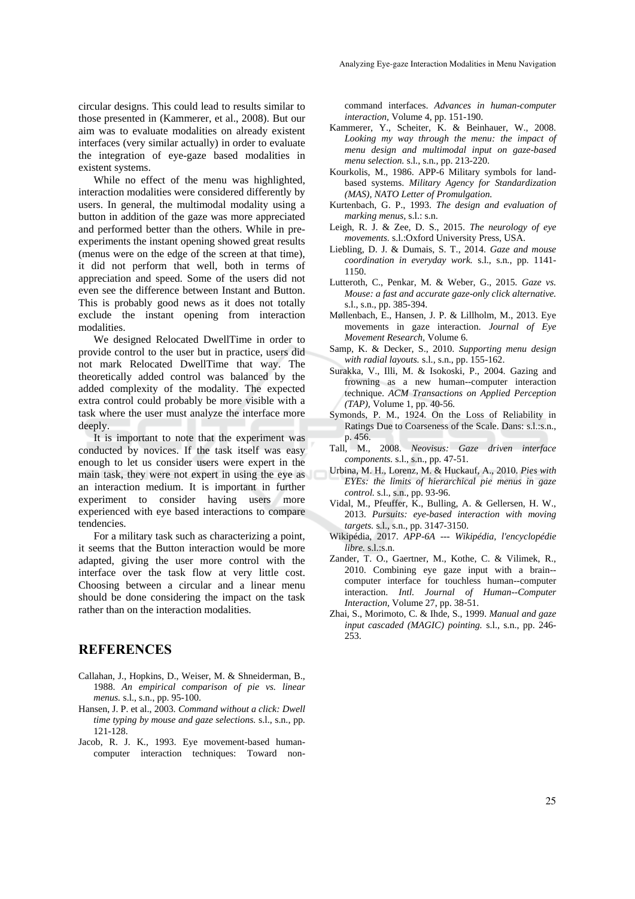circular designs. This could lead to results similar to those presented in (Kammerer, et al., 2008). But our aim was to evaluate modalities on already existent interfaces (very similar actually) in order to evaluate the integration of eye-gaze based modalities in existent systems.

While no effect of the menu was highlighted, interaction modalities were considered differently by users. In general, the multimodal modality using a button in addition of the gaze was more appreciated and performed better than the others. While in pre-experiments the instant opening showed great results (menus were on the edge of the screen at that time), it did not perform that well, both in terms of appreciation and speed. Some of the users did not even see the difference between Instant and Button. This is probably good news as it does not totally exclude the instant opening from interaction modalities.

We designed Relocated DwellTime in order to provide control to the user but in practice, users did not mark Relocated DwellTime that way. The theoretically added control was balanced by the added complexity of the modality. The expected extra control could probably be more visible with a task where the user must analyze the interface more deeply.

It is important to note that the experiment was conducted by novices. If the task itself was easy enough to let us consider users were expert in the main task, they were not expert in using the eye as an interaction medium. It is important in further experiment to consider having users more experienced with eye based interactions to compare tendencies.

For a military task such as characterizing a point, it seems that the Button interaction would be more adapted, giving the user more control with the interface over the task flow at very little cost. Choosing between a circular and a linear menu should be done considering the impact on the task rather than on the interaction modalities.

## REFERENCES

Callahan, J., Hopkins, D., Weiser, M. & Shneiderman, B., 1988. *An empirical comparison of pie vs. linear menus.* s.l., s.n., pp. 95-100.

Hansen, J. P. et al., 2003. *Command without a click: Dwell time typing by mouse and gaze selections.* s.l., s.n., pp. 121-128.

Jacob, R. J. K., 1993. Eye movement-based human-computer interaction techniques: Toward non-command interfaces. *Advances in human-computer interaction*, Volume 4, pp. 151-190.

Kammerer, Y., Scheiter, K. & Beinhauer, W., 2008. *Looking my way through the menu: the impact of menu design and multimodal input on gaze-based menu selection.* s.l., s.n., pp. 213-220.

Kourkolis, M., 1986. APP-6 Military symbols for land-based systems. *Military Agency for Standardization (MAS), NATO Letter of Promulgation.*

Kurtenbach, G. P., 1993. *The design and evaluation of marking menus,* s.l.: s.n.

Leigh, R. J. & Zee, D. S., 2015. *The neurology of eye movements.* s.l.:Oxford University Press, USA.

Liebling, D. J. & Dumais, S. T., 2014. *Gaze and mouse coordination in everyday work.* s.l., s.n., pp. 1141-1150.

Lutteroth, C., Penkar, M. & Weber, G., 2015. *Gaze vs. Mouse: a fast and accurate gaze-only click alternative.* s.l., s.n., pp. 385-394.

Møllenbach, E., Hansen, J. P. & Lillholm, M., 2013. Eye movements in gaze interaction. *Journal of Eye Movement Research,* Volume 6.

Samp, K. & Decker, S., 2010. *Supporting menu design with radial layouts.* s.l., s.n., pp. 155-162.

Surakka, V., Illi, M. & Isokoski, P., 2004. Gazing and frowning as a new human--computer interaction technique. *ACM Transactions on Applied Perception (TAP),* Volume 1, pp. 40-56.

Symonds, P. M., 1924. On the Loss of Reliability in Ratings Due to Coarseness of the Scale. Dans: s.l.:s.n., p. 456.

Tall, M., 2008. *Neovisus: Gaze driven interface components.* s.l., s.n., pp. 47-51.

Urbina, M. H., Lorenz, M. & Huckauf, A., 2010. *Pies with EYEs: the limits of hierarchical pie menus in gaze control.* s.l., s.n., pp. 93-96.

Vidal, M., Pfeuffer, K., Bulling, A. & Gellersen, H. W., 2013. *Pursuits: eye-based interaction with moving targets.* s.l., s.n., pp. 3147-3150.

Wikipédia, 2017. *APP-6A --- Wikipédia, l'encyclopédie libre.* s.l.:s.n.

Zander, T. O., Gaertner, M., Kothe, C. & Vilimek, R., 2010. Combining eye gaze input with a brain--computer interface for touchless human--computer interaction. *Intl. Journal of Human--Computer Interaction*, Volume 27, pp. 38-51.

Zhai, S., Morimoto, C. & Ihde, S., 1999. *Manual and gaze input cascaded (MAGIC) pointing.* s.l., s.n., pp. 246-253.